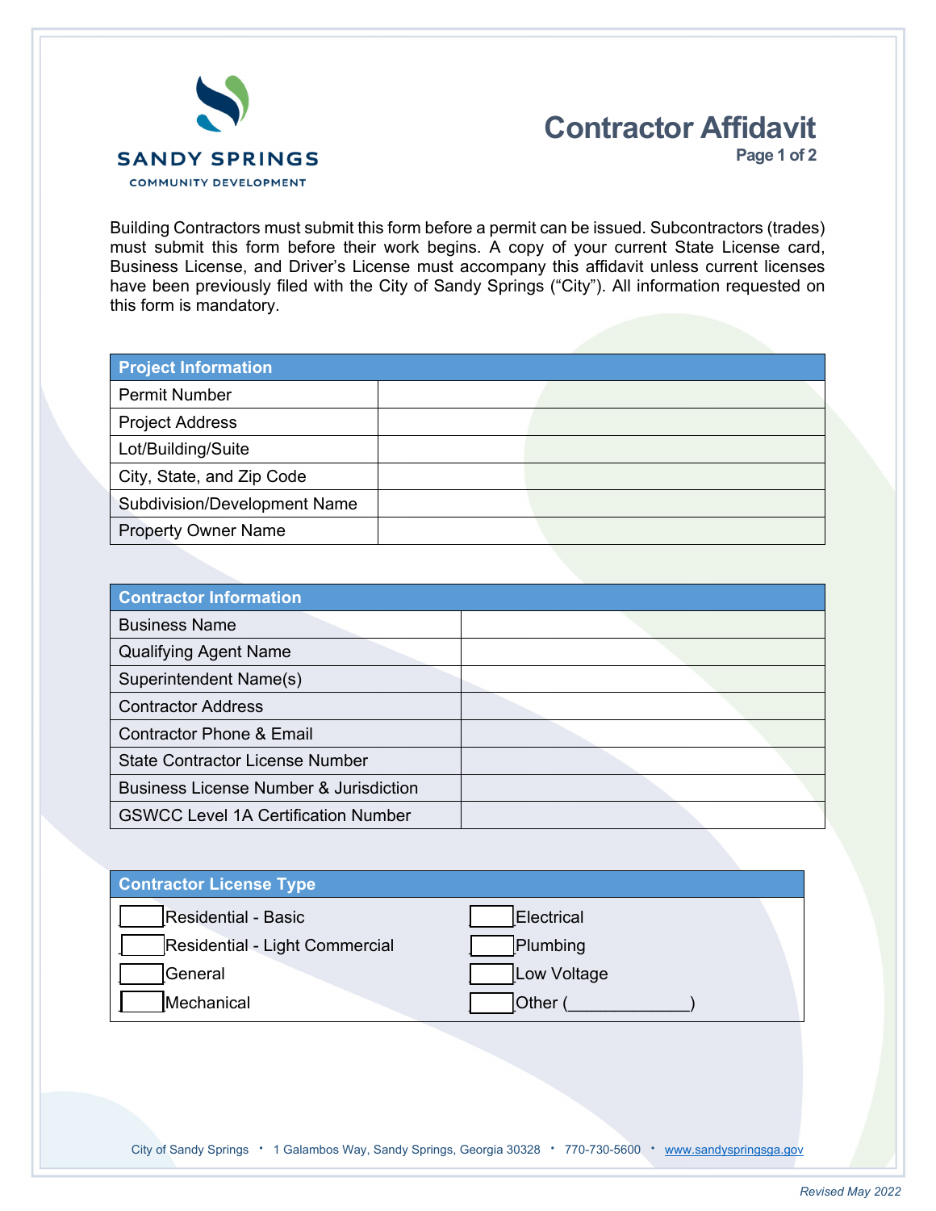SANDY SPRINGS
COMMUNITY DEVELOPMENT

# Contractor Affidavit

Building Contractors must submit this form before a permit can be issued. Subcontractors (trades) must submit this form before their work begins. A copy of your current State License card, Business License, and Driver's License must accompany this affidavit unless current licenses have been previously filed with the City of Sandy Springs ("City"). All information requested on this form is mandatory.

| Project Information | |
|---|---|
| Permit Number | |
| Project Address | |
| Lot/Building/Suite | |
| City, State, and Zip Code | |
| Subdivision/Development Name | |
| Property Owner Name | |

| Contractor Information | |
|---|---|
| Business Name | |
| Qualifying Agent Name | |
| Superintendent Name(s) | |
| Contractor Address | |
| Contractor Phone & Email | |
| State Contractor License Number | |
| Business License Number & Jurisdiction | |
| GSWCC Level 1A Certification Number | |

| Contractor License Type | |
|---|---|
| ☐ Residential - Basic | ☐ Electrical |
| ☐ Residential - Light Commercial | ☐ Plumbing |
| ☐ General | ☐ Low Voltage |
| ☐ Mechanical | ☐ Other (_____________) |

City of Sandy Springs • 1 Galambos Way, Sandy Springs, Georgia 30328 • 770-730-5600 • www.sandyspringsga.gov

*Revised May 2022*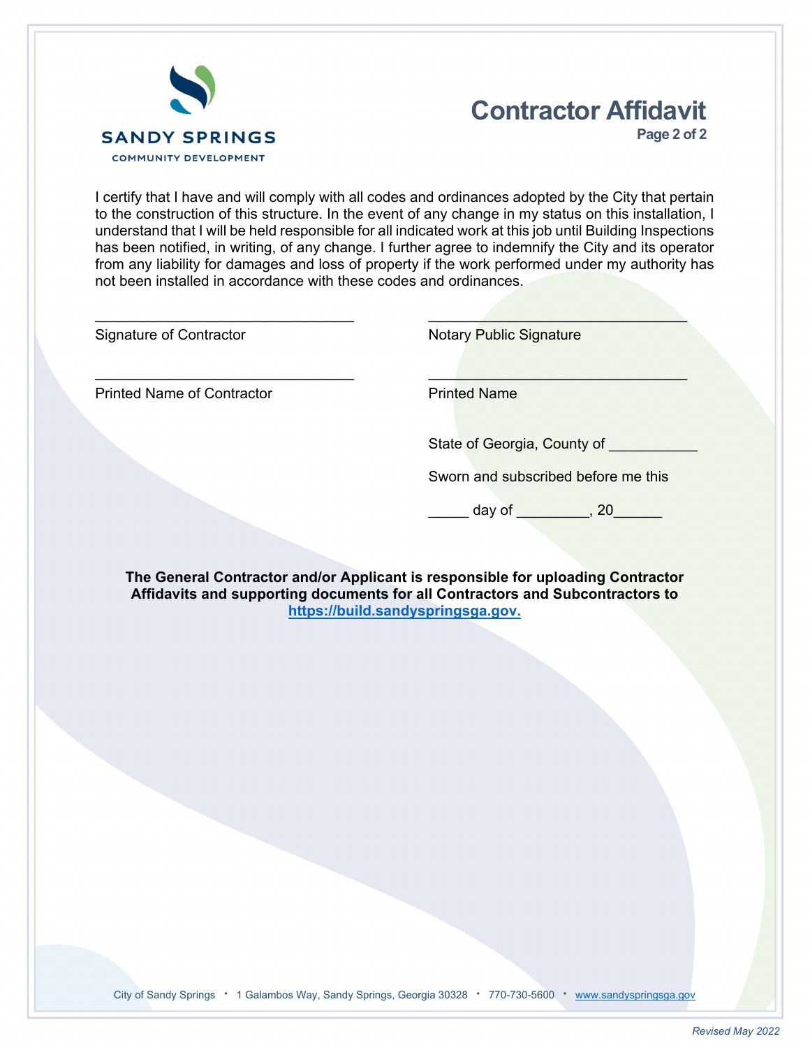SANDY SPRINGS

COMMUNITY DEVELOPMENT

# Contractor Affidavit

I certify that I have and will comply with all codes and ordinances adopted by the City that pertain to the construction of this structure. In the event of any change in my status on this installation, I understand that I will be held responsible for all indicated work at this job until Building Inspections has been notified, in writing, of any change. I further agree to indemnify the City and its operator from any liability for damages and loss of property if the work performed under my authority has not been installed in accordance with these codes and ordinances.

_______________________________
Signature of Contractor

_______________________________
Printed Name of Contractor

_______________________________
Notary Public Signature

_______________________________
Printed Name

State of Georgia, County of ___________

Sworn and subscribed before me this

_____ day of _________, 20______

**The General Contractor and/or Applicant is responsible for uploading Contractor Affidavits and supporting documents for all Contractors and Subcontractors to [https://build.sandyspringsga.gov.](https://build.sandyspringsga.gov)**

City of Sandy Springs • 1 Galambos Way, Sandy Springs, Georgia 30328 • 770-730-5600 • www.sandyspringsga.gov

*Revised May 2022*